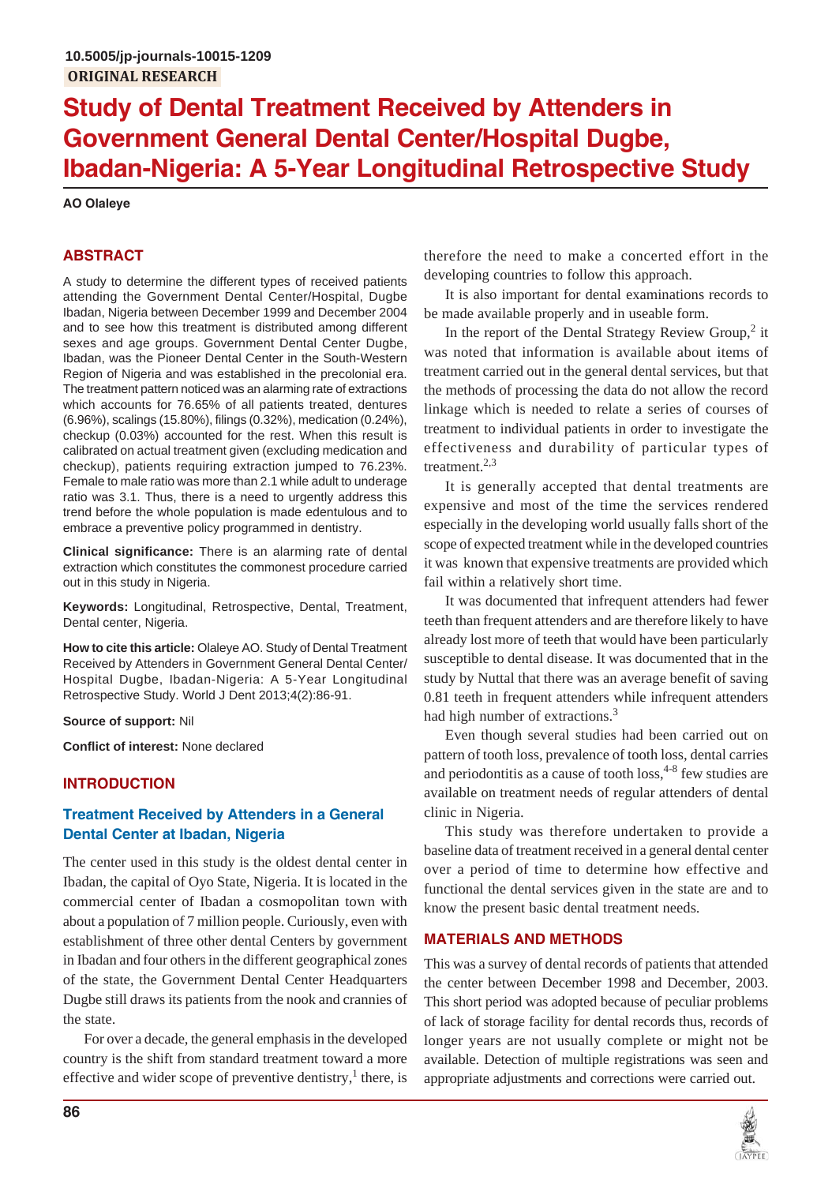10.5005/jp-journals-10015-1209

**ORIGINAL RESEARCH**

# Study of Dental Treatment Received by Attenders in Government General Dental Center/Hospital Dugbe, Ibadan-Nigeria: A 5-Year Longitudinal Retrospective Study

**AO Olaleye**

## ABSTRACT

A study to determine the different types of received patients attending the Government Dental Center/Hospital, Dugbe Ibadan, Nigeria between December 1999 and December 2004 and to see how this treatment is distributed among different sexes and age groups. Government Dental Center Dugbe, Ibadan, was the Pioneer Dental Center in the South-Western Region of Nigeria and was established in the precolonial era. The treatment pattern noticed was an alarming rate of extractions which accounts for 76.65% of all patients treated, dentures (6.96%), scalings (15.80%), filings (0.32%), medication (0.24%), checkup (0.03%) accounted for the rest. When this result is calibrated on actual treatment given (excluding medication and checkup), patients requiring extraction jumped to 76.23%. Female to male ratio was more than 2.1 while adult to underage ratio was 3.1. Thus, there is a need to urgently address this trend before the whole population is made edentulous and to embrace a preventive policy programmed in dentistry.

**Clinical significance:** There is an alarming rate of dental extraction which constitutes the commonest procedure carried out in this study in Nigeria.

**Keywords:** Longitudinal, Retrospective, Dental, Treatment, Dental center, Nigeria.

**How to cite this article:** Olaleye AO. Study of Dental Treatment Received by Attenders in Government General Dental Center/ Hospital Dugbe, Ibadan-Nigeria: A 5-Year Longitudinal Retrospective Study. World J Dent 2013;4(2):86-91.

**Source of support:** Nil

**Conflict of interest:** None declared

## INTRODUCTION

### Treatment Received by Attenders in a General Dental Center at Ibadan, Nigeria

The center used in this study is the oldest dental center in Ibadan, the capital of Oyo State, Nigeria. It is located in the commercial center of Ibadan a cosmopolitan town with about a population of 7 million people. Curiously, even with establishment of three other dental Centers by government in Ibadan and four others in the different geographical zones of the state, the Government Dental Center Headquarters Dugbe still draws its patients from the nook and crannies of the state.

For over a decade, the general emphasis in the developed country is the shift from standard treatment toward a more effective and wider scope of preventive dentistry,[1] there, is therefore the need to make a concerted effort in the developing countries to follow this approach.

It is also important for dental examinations records to be made available properly and in useable form.

In the report of the Dental Strategy Review Group,[2] it was noted that information is available about items of treatment carried out in the general dental services, but that the methods of processing the data do not allow the record linkage which is needed to relate a series of courses of treatment to individual patients in order to investigate the effectiveness and durability of particular types of treatment.[2,3]

It is generally accepted that dental treatments are expensive and most of the time the services rendered especially in the developing world usually falls short of the scope of expected treatment while in the developed countries it was known that expensive treatments are provided which fail within a relatively short time.

It was documented that infrequent attenders had fewer teeth than frequent attenders and are therefore likely to have already lost more of teeth that would have been particularly susceptible to dental disease. It was documented that in the study by Nuttal that there was an average benefit of saving 0.81 teeth in frequent attenders while infrequent attenders had high number of extractions.[3]

Even though several studies had been carried out on pattern of tooth loss, prevalence of tooth loss, dental carries and periodontitis as a cause of tooth loss,[4-8] few studies are available on treatment needs of regular attenders of dental clinic in Nigeria.

This study was therefore undertaken to provide a baseline data of treatment received in a general dental center over a period of time to determine how effective and functional the dental services given in the state are and to know the present basic dental treatment needs.

## MATERIALS AND METHODS

This was a survey of dental records of patients that attended the center between December 1998 and December, 2003. This short period was adopted because of peculiar problems of lack of storage facility for dental records thus, records of longer years are not usually complete or might not be available. Detection of multiple registrations was seen and appropriate adjustments and corrections were carried out.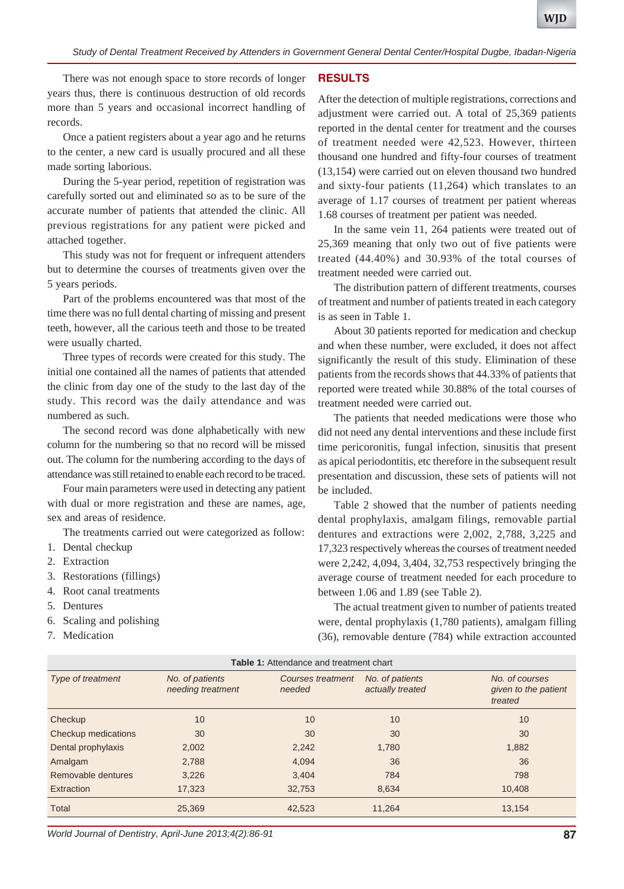There was not enough space to store records of longer years thus, there is continuous destruction of old records more than 5 years and occasional incorrect handling of records.

Once a patient registers about a year ago and he returns to the center, a new card is usually procured and all these made sorting laborious.

During the 5-year period, repetition of registration was carefully sorted out and eliminated so as to be sure of the accurate number of patients that attended the clinic. All previous registrations for any patient were picked and attached together.

This study was not for frequent or infrequent attenders but to determine the courses of treatments given over the 5 years periods.

Part of the problems encountered was that most of the time there was no full dental charting of missing and present teeth, however, all the carious teeth and those to be treated were usually charted.

Three types of records were created for this study. The initial one contained all the names of patients that attended the clinic from day one of the study to the last day of the study. This record was the daily attendance and was numbered as such.

The second record was done alphabetically with new column for the numbering so that no record will be missed out. The column for the numbering according to the days of attendance was still retained to enable each record to be traced.

Four main parameters were used in detecting any patient with dual or more registration and these are names, age, sex and areas of residence.

The treatments carried out were categorized as follow:

1. Dental checkup
2. Extraction
3. Restorations (fillings)
4. Root canal treatments
5. Dentures
6. Scaling and polishing
7. Medication

## RESULTS

After the detection of multiple registrations, corrections and adjustment were carried out. A total of 25,369 patients reported in the dental center for treatment and the courses of treatment needed were 42,523. However, thirteen thousand one hundred and fifty-four courses of treatment (13,154) were carried out on eleven thousand two hundred and sixty-four patients (11,264) which translates to an average of 1.17 courses of treatment per patient whereas 1.68 courses of treatment per patient was needed.

In the same vein 11, 264 patients were treated out of 25,369 meaning that only two out of five patients were treated (44.40%) and 30.93% of the total courses of treatment needed were carried out.

The distribution pattern of different treatments, courses of treatment and number of patients treated in each category is as seen in Table 1.

About 30 patients reported for medication and checkup and when these number, were excluded, it does not affect significantly the result of this study. Elimination of these patients from the records shows that 44.33% of patients that reported were treated while 30.88% of the total courses of treatment needed were carried out.

The patients that needed medications were those who did not need any dental interventions and these include first time pericoronitis, fungal infection, sinusitis that present as apical periodontitis, etc therefore in the subsequent result presentation and discussion, these sets of patients will not be included.

Table 2 showed that the number of patients needing dental prophylaxis, amalgam filings, removable partial dentures and extractions were 2,002, 2,788, 3,225 and 17,323 respectively whereas the courses of treatment needed were 2,242, 4,094, 3,404, 32,753 respectively bringing the average course of treatment needed for each procedure to between 1.06 and 1.89 (see Table 2).

The actual treatment given to number of patients treated were, dental prophylaxis (1,780 patients), amalgam filling (36), removable denture (784) while extraction accounted

**Table 1:** Attendance and treatment chart

| *Type of treatment* | *No. of patients needing treatment* | *Courses treatment needed* | *No. of patients actually treated* | *No. of courses given to the patient treated* |
|---|---|---|---|---|
| Checkup | 10 | 10 | 10 | 10 |
| Checkup medications | 30 | 30 | 30 | 30 |
| Dental prophylaxis | 2,002 | 2,242 | 1,780 | 1,882 |
| Amalgam | 2,788 | 4,094 | 36 | 36 |
| Removable dentures | 3,226 | 3,404 | 784 | 798 |
| Extraction | 17,323 | 32,753 | 8,634 | 10,408 |
| Total | 25,369 | 42,523 | 11,264 | 13,154 |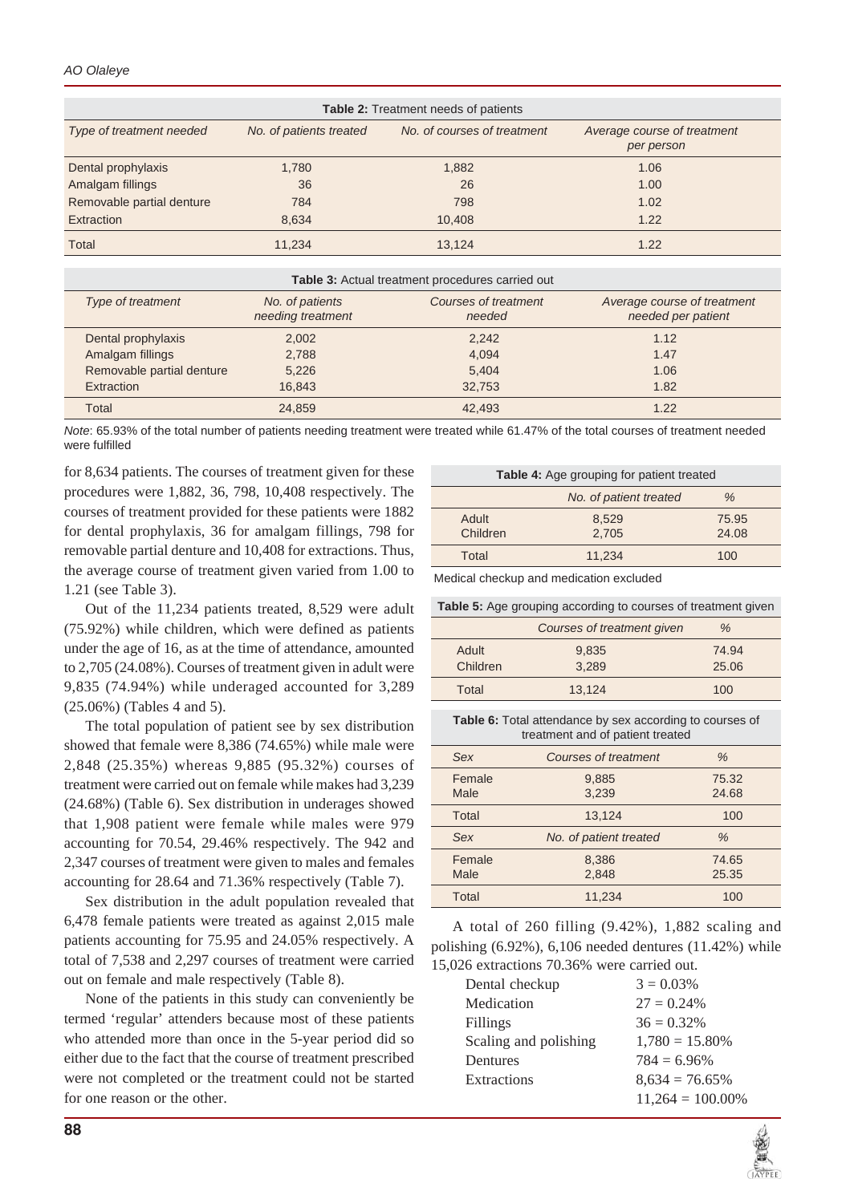**Table 2:** Treatment needs of patients

| *Type of treatment needed* | *No. of patients treated* | *No. of courses of treatment* | *Average course of treatment per person* |
|---|---|---|---|
| Dental prophylaxis | 1,780 | 1,882 | 1.06 |
| Amalgam fillings | 36 | 26 | 1.00 |
| Removable partial denture | 784 | 798 | 1.02 |
| Extraction | 8,634 | 10,408 | 1.22 |
| Total | 11,234 | 13,124 | 1.22 |

**Table 3:** Actual treatment procedures carried out

| *Type of treatment* | *No. of patients needing treatment* | *Courses of treatment needed* | *Average course of treatment needed per patient* |
|---|---|---|---|
| Dental prophylaxis | 2,002 | 2,242 | 1.12 |
| Amalgam fillings | 2,788 | 4,094 | 1.47 |
| Removable partial denture | 5,226 | 5,404 | 1.06 |
| Extraction | 16,843 | 32,753 | 1.82 |
| Total | 24,859 | 42,493 | 1.22 |

*Note*: 65.93% of the total number of patients needing treatment were treated while 61.47% of the total courses of treatment needed were fulfilled

for 8,634 patients. The courses of treatment given for these procedures were 1,882, 36, 798, 10,408 respectively. The courses of treatment provided for these patients were 1882 for dental prophylaxis, 36 for amalgam fillings, 798 for removable partial denture and 10,408 for extractions. Thus, the average course of treatment given varied from 1.00 to 1.21 (see Table 3).

Out of the 11,234 patients treated, 8,529 were adult (75.92%) while children, which were defined as patients under the age of 16, as at the time of attendance, amounted to 2,705 (24.08%). Courses of treatment given in adult were 9,835 (74.94%) while underaged accounted for 3,289 (25.06%) (Tables 4 and 5).

The total population of patient see by sex distribution showed that female were 8,386 (74.65%) while male were 2,848 (25.35%) whereas 9,885 (95.32%) courses of treatment were carried out on female while makes had 3,239 (24.68%) (Table 6). Sex distribution in underages showed that 1,908 patient were female while males were 979 accounting for 70.54, 29.46% respectively. The 942 and 2,347 courses of treatment were given to males and females accounting for 28.64 and 71.36% respectively (Table 7).

Sex distribution in the adult population revealed that 6,478 female patients were treated as against 2,015 male patients accounting for 75.95 and 24.05% respectively. A total of 7,538 and 2,297 courses of treatment were carried out on female and male respectively (Table 8).

None of the patients in this study can conveniently be termed 'regular' attenders because most of these patients who attended more than once in the 5-year period did so either due to the fact that the course of treatment prescribed were not completed or the treatment could not be started for one reason or the other.

**Table 4:** Age grouping for patient treated

| | *No. of patient treated* | *%* |
|---|---|---|
| Adult | 8,529 | 75.95 |
| Children | 2,705 | 24.08 |
| Total | 11,234 | 100 |

Medical checkup and medication excluded

**Table 5:** Age grouping according to courses of treatment given

| | *Courses of treatment given* | *%* |
|---|---|---|
| Adult | 9,835 | 74.94 |
| Children | 3,289 | 25.06 |
| Total | 13,124 | 100 |

**Table 6:** Total attendance by sex according to courses of treatment and of patient treated

| *Sex* | *Courses of treatment* | *%* |
|---|---|---|
| Female | 9,885 | 75.32 |
| Male | 3,239 | 24.68 |
| Total | 13,124 | 100 |
| *Sex* | *No. of patient treated* | *%* |
| Female | 8,386 | 74.65 |
| Male | 2,848 | 25.35 |
| Total | 11,234 | 100 |

A total of 260 filling (9.42%), 1,882 scaling and polishing (6.92%), 6,106 needed dentures (11.42%) while 15,026 extractions 70.36% were carried out.

| | |
|---|---|
| Dental checkup | 3 = 0.03% |
| Medication | 27 = 0.24% |
| Fillings | 36 = 0.32% |
| Scaling and polishing | 1,780 = 15.80% |
| Dentures | 784 = 6.96% |
| Extractions | 8,634 = 76.65% |
| | 11,264 = 100.00% |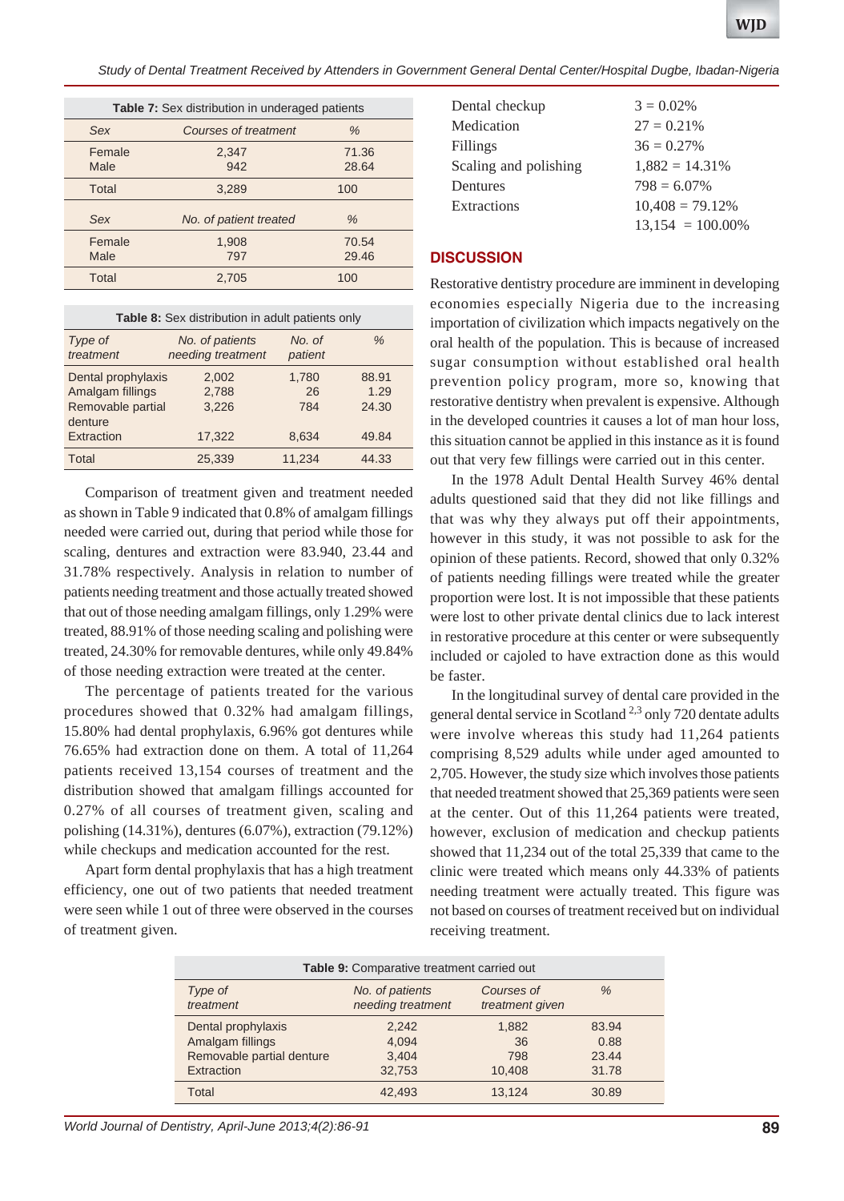**Table 7:** Sex distribution in underaged patients

| Sex | Courses of treatment | % |
|---|---|---|
| Female | 2,347 | 71.36 |
| Male | 942 | 28.64 |
| Total | 3,289 | 100 |
| *Sex* | *No. of patient treated* | *%* |
| Female | 1,908 | 70.54 |
| Male | 797 | 29.46 |
| Total | 2,705 | 100 |

**Table 8:** Sex distribution in adult patients only

| Type of treatment | No. of patients needing treatment | No. of patient | % |
|---|---|---|---|
| Dental prophylaxis | 2,002 | 1,780 | 88.91 |
| Amalgam fillings | 2,788 | 26 | 1.29 |
| Removable partial denture | 3,226 | 784 | 24.30 |
| Extraction | 17,322 | 8,634 | 49.84 |
| Total | 25,339 | 11,234 | 44.33 |

Comparison of treatment given and treatment needed as shown in Table 9 indicated that 0.8% of amalgam fillings needed were carried out, during that period while those for scaling, dentures and extraction were 83.940, 23.44 and 31.78% respectively. Analysis in relation to number of patients needing treatment and those actually treated showed that out of those needing amalgam fillings, only 1.29% were treated, 88.91% of those needing scaling and polishing were treated, 24.30% for removable dentures, while only 49.84% of those needing extraction were treated at the center.

The percentage of patients treated for the various procedures showed that 0.32% had amalgam fillings, 15.80% had dental prophylaxis, 6.96% got dentures while 76.65% had extraction done on them. A total of 11,264 patients received 13,154 courses of treatment and the distribution showed that amalgam fillings accounted for 0.27% of all courses of treatment given, scaling and polishing (14.31%), dentures (6.07%), extraction (79.12%) while checkups and medication accounted for the rest.

Apart form dental prophylaxis that has a high treatment efficiency, one out of two patients that needed treatment were seen while 1 out of three were observed in the courses of treatment given.

| | |
|---|---|
| Dental checkup | 3 = 0.02% |
| Medication | 27 = 0.21% |
| Fillings | 36 = 0.27% |
| Scaling and polishing | 1,882 = 14.31% |
| Dentures | 798 = 6.07% |
| Extractions | 10,408 = 79.12% |
| | 13,154 = 100.00% |

## DISCUSSION

Restorative dentistry procedure are imminent in developing economies especially Nigeria due to the increasing importation of civilization which impacts negatively on the oral health of the population. This is because of increased sugar consumption without established oral health prevention policy program, more so, knowing that restorative dentistry when prevalent is expensive. Although in the developed countries it causes a lot of man hour loss, this situation cannot be applied in this instance as it is found out that very few fillings were carried out in this center.

In the 1978 Adult Dental Health Survey 46% dental adults questioned said that they did not like fillings and that was why they always put off their appointments, however in this study, it was not possible to ask for the opinion of these patients. Record, showed that only 0.32% of patients needing fillings were treated while the greater proportion were lost. It is not impossible that these patients were lost to other private dental clinics due to lack interest in restorative procedure at this center or were subsequently included or cajoled to have extraction done as this would be faster.

In the longitudinal survey of dental care provided in the general dental service in Scotland [2,3] only 720 dentate adults were involve whereas this study had 11,264 patients comprising 8,529 adults while under aged amounted to 2,705. However, the study size which involves those patients that needed treatment showed that 25,369 patients were seen at the center. Out of this 11,264 patients were treated, however, exclusion of medication and checkup patients showed that 11,234 out of the total 25,339 that came to the clinic were treated which means only 44.33% of patients needing treatment were actually treated. This figure was not based on courses of treatment received but on individual receiving treatment.

**Table 9:** Comparative treatment carried out

| Type of treatment | No. of patients needing treatment | Courses of treatment given | % |
|---|---|---|---|
| Dental prophylaxis | 2,242 | 1,882 | 83.94 |
| Amalgam fillings | 4,094 | 36 | 0.88 |
| Removable partial denture | 3,404 | 798 | 23.44 |
| Extraction | 32,753 | 10,408 | 31.78 |
| Total | 42,493 | 13,124 | 30.89 |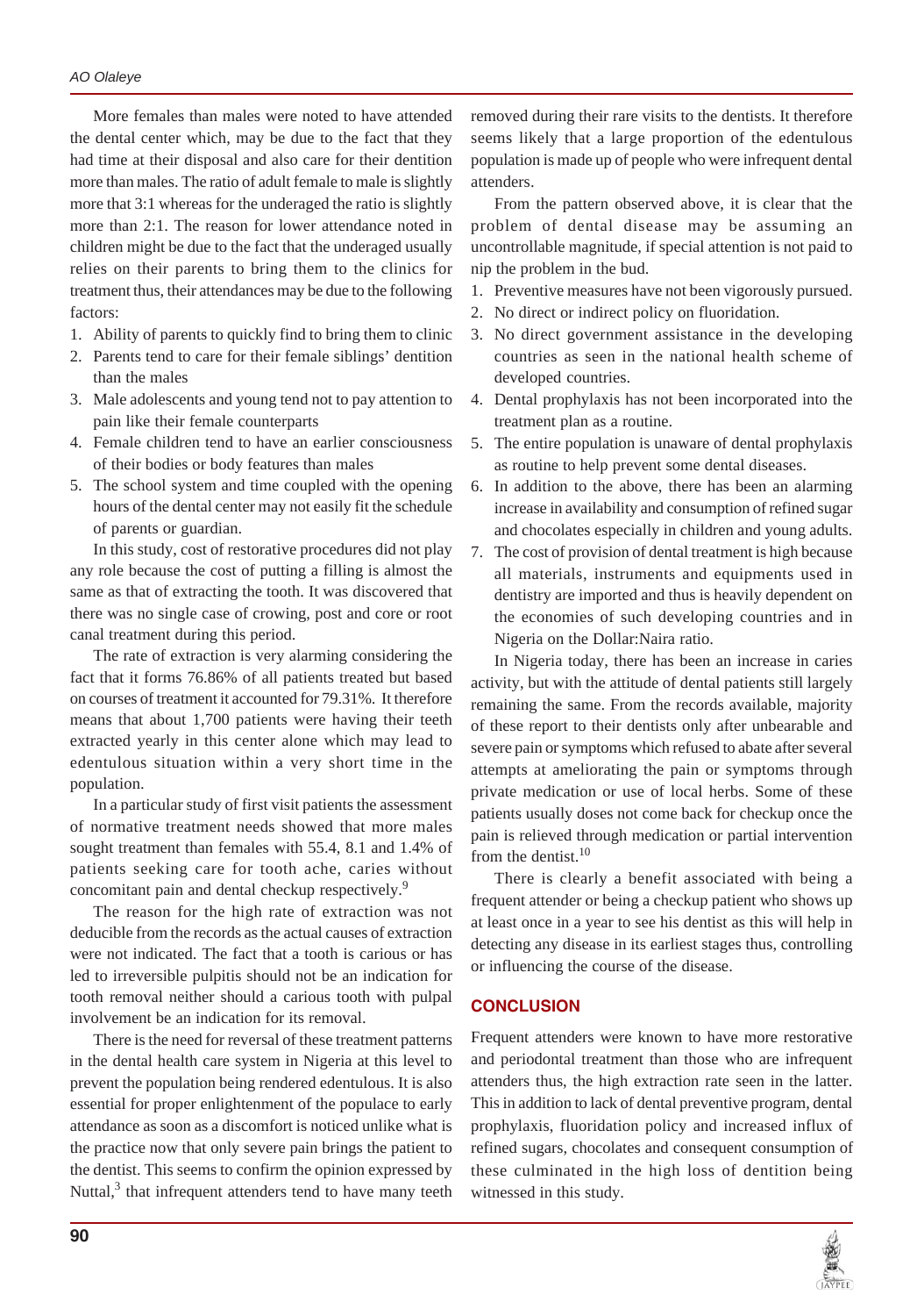More females than males were noted to have attended the dental center which, may be due to the fact that they had time at their disposal and also care for their dentition more than males. The ratio of adult female to male is slightly more that 3:1 whereas for the underaged the ratio is slightly more than 2:1. The reason for lower attendance noted in children might be due to the fact that the underaged usually relies on their parents to bring them to the clinics for treatment thus, their attendances may be due to the following factors:

1. Ability of parents to quickly find to bring them to clinic
2. Parents tend to care for their female siblings' dentition than the males
3. Male adolescents and young tend not to pay attention to pain like their female counterparts
4. Female children tend to have an earlier consciousness of their bodies or body features than males
5. The school system and time coupled with the opening hours of the dental center may not easily fit the schedule of parents or guardian.

In this study, cost of restorative procedures did not play any role because the cost of putting a filling is almost the same as that of extracting the tooth. It was discovered that there was no single case of crowing, post and core or root canal treatment during this period.

The rate of extraction is very alarming considering the fact that it forms 76.86% of all patients treated but based on courses of treatment it accounted for 79.31%. It therefore means that about 1,700 patients were having their teeth extracted yearly in this center alone which may lead to edentulous situation within a very short time in the population.

In a particular study of first visit patients the assessment of normative treatment needs showed that more males sought treatment than females with 55.4, 8.1 and 1.4% of patients seeking care for tooth ache, caries without concomitant pain and dental checkup respectively.[9]

The reason for the high rate of extraction was not deducible from the records as the actual causes of extraction were not indicated. The fact that a tooth is carious or has led to irreversible pulpitis should not be an indication for tooth removal neither should a carious tooth with pulpal involvement be an indication for its removal.

There is the need for reversal of these treatment patterns in the dental health care system in Nigeria at this level to prevent the population being rendered edentulous. It is also essential for proper enlightenment of the populace to early attendance as soon as a discomfort is noticed unlike what is the practice now that only severe pain brings the patient to the dentist. This seems to confirm the opinion expressed by Nuttal,[3] that infrequent attenders tend to have many teeth removed during their rare visits to the dentists. It therefore seems likely that a large proportion of the edentulous population is made up of people who were infrequent dental attenders.

From the pattern observed above, it is clear that the problem of dental disease may be assuming an uncontrollable magnitude, if special attention is not paid to nip the problem in the bud.

1. Preventive measures have not been vigorously pursued.
2. No direct or indirect policy on fluoridation.
3. No direct government assistance in the developing countries as seen in the national health scheme of developed countries.
4. Dental prophylaxis has not been incorporated into the treatment plan as a routine.
5. The entire population is unaware of dental prophylaxis as routine to help prevent some dental diseases.
6. In addition to the above, there has been an alarming increase in availability and consumption of refined sugar and chocolates especially in children and young adults.
7. The cost of provision of dental treatment is high because all materials, instruments and equipments used in dentistry are imported and thus is heavily dependent on the economies of such developing countries and in Nigeria on the Dollar:Naira ratio.

In Nigeria today, there has been an increase in caries activity, but with the attitude of dental patients still largely remaining the same. From the records available, majority of these report to their dentists only after unbearable and severe pain or symptoms which refused to abate after several attempts at ameliorating the pain or symptoms through private medication or use of local herbs. Some of these patients usually doses not come back for checkup once the pain is relieved through medication or partial intervention from the dentist.[10]

There is clearly a benefit associated with being a frequent attender or being a checkup patient who shows up at least once in a year to see his dentist as this will help in detecting any disease in its earliest stages thus, controlling or influencing the course of the disease.

## CONCLUSION

Frequent attenders were known to have more restorative and periodontal treatment than those who are infrequent attenders thus, the high extraction rate seen in the latter. This in addition to lack of dental preventive program, dental prophylaxis, fluoridation policy and increased influx of refined sugars, chocolates and consequent consumption of these culminated in the high loss of dentition being witnessed in this study.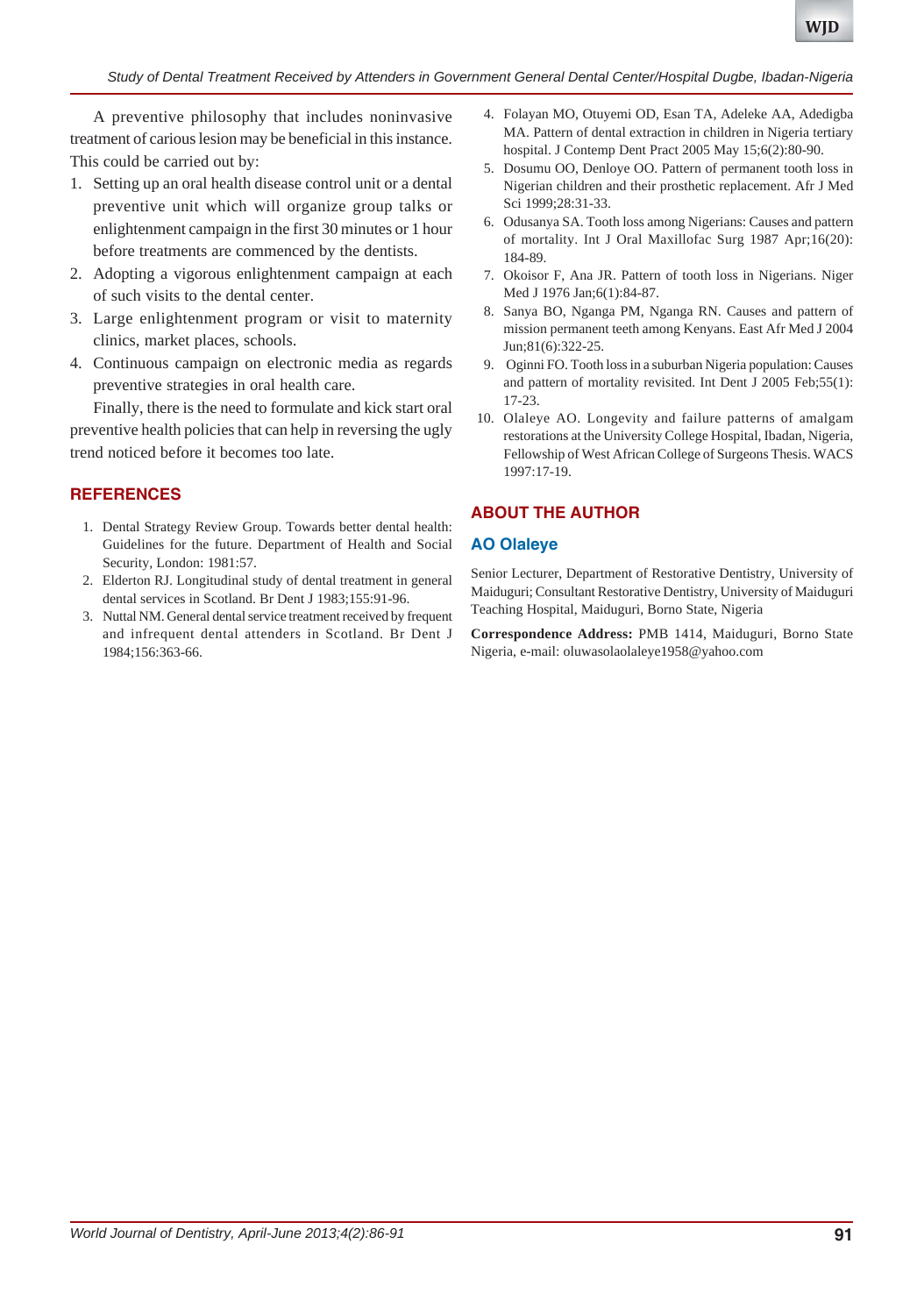A preventive philosophy that includes noninvasive treatment of carious lesion may be beneficial in this instance. This could be carried out by:

1. Setting up an oral health disease control unit or a dental preventive unit which will organize group talks or enlightenment campaign in the first 30 minutes or 1 hour before treatments are commenced by the dentists.
2. Adopting a vigorous enlightenment campaign at each of such visits to the dental center.
3. Large enlightenment program or visit to maternity clinics, market places, schools.
4. Continuous campaign on electronic media as regards preventive strategies in oral health care.

Finally, there is the need to formulate and kick start oral preventive health policies that can help in reversing the ugly trend noticed before it becomes too late.

## REFERENCES

1. Dental Strategy Review Group. Towards better dental health: Guidelines for the future. Department of Health and Social Security, London: 1981:57.
2. Elderton RJ. Longitudinal study of dental treatment in general dental services in Scotland. Br Dent J 1983;155:91-96.
3. Nuttal NM. General dental service treatment received by frequent and infrequent dental attenders in Scotland. Br Dent J 1984;156:363-66.
4. Folayan MO, Otuyemi OD, Esan TA, Adeleke AA, Adedigba MA. Pattern of dental extraction in children in Nigeria tertiary hospital. J Contemp Dent Pract 2005 May 15;6(2):80-90.
5. Dosumu OO, Denloye OO. Pattern of permanent tooth loss in Nigerian children and their prosthetic replacement. Afr J Med Sci 1999;28:31-33.
6. Odusanya SA. Tooth loss among Nigerians: Causes and pattern of mortality. Int J Oral Maxillofac Surg 1987 Apr;16(20): 184-89.
7. Okoisor F, Ana JR. Pattern of tooth loss in Nigerians. Niger Med J 1976 Jan;6(1):84-87.
8. Sanya BO, Nganga PM, Nganga RN. Causes and pattern of mission permanent teeth among Kenyans. East Afr Med J 2004 Jun;81(6):322-25.
9. Oginni FO. Tooth loss in a suburban Nigeria population: Causes and pattern of mortality revisited. Int Dent J 2005 Feb;55(1): 17-23.
10. Olaleye AO. Longevity and failure patterns of amalgam restorations at the University College Hospital, Ibadan, Nigeria, Fellowship of West African College of Surgeons Thesis. WACS 1997:17-19.

## ABOUT THE AUTHOR

### AO Olaleye

Senior Lecturer, Department of Restorative Dentistry, University of Maiduguri; Consultant Restorative Dentistry, University of Maiduguri Teaching Hospital, Maiduguri, Borno State, Nigeria

**Correspondence Address:** PMB 1414, Maiduguri, Borno State Nigeria, e-mail: oluwasolaolaleye1958@yahoo.com